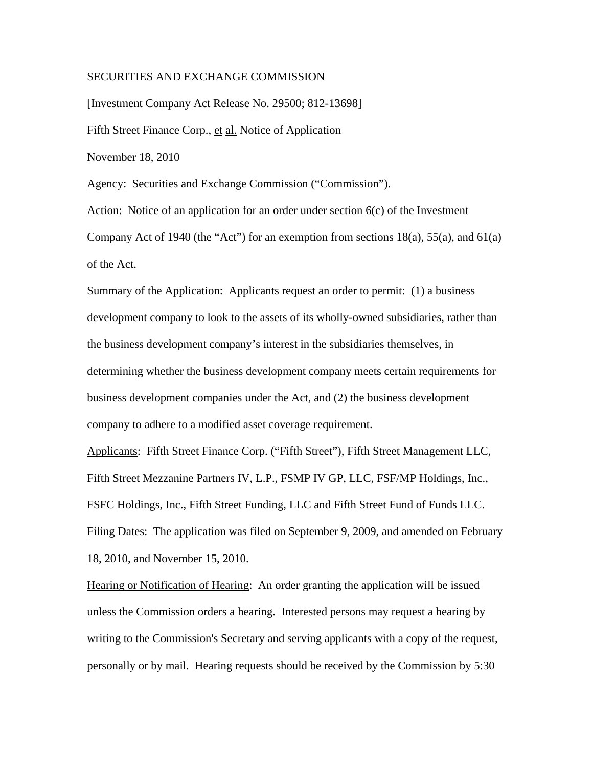SECURITIES AND EXCHANGE COMMISSION

[Investment Company Act Release No. 29500; 812-13698]

Fifth Street Finance Corp., et al. Notice of Application

November 18, 2010

Agency: Securities and Exchange Commission ("Commission").

Action: Notice of an application for an order under section 6(c) of the Investment Company Act of 1940 (the "Act") for an exemption from sections 18(a), 55(a), and 61(a) of the Act.

Summary of the Application: Applicants request an order to permit: (1) a business development company to look to the assets of its wholly-owned subsidiaries, rather than the business development company's interest in the subsidiaries themselves, in determining whether the business development company meets certain requirements for business development companies under the Act, and (2) the business development company to adhere to a modified asset coverage requirement.

Applicants: Fifth Street Finance Corp. ("Fifth Street"), Fifth Street Management LLC, Fifth Street Mezzanine Partners IV, L.P., FSMP IV GP, LLC, FSF/MP Holdings, Inc., FSFC Holdings, Inc., Fifth Street Funding, LLC and Fifth Street Fund of Funds LLC.

Filing Dates: The application was filed on September 9, 2009, and amended on February 18, 2010, and November 15, 2010.

Hearing or Notification of Hearing: An order granting the application will be issued unless the Commission orders a hearing. Interested persons may request a hearing by writing to the Commission's Secretary and serving applicants with a copy of the request, personally or by mail. Hearing requests should be received by the Commission by 5:30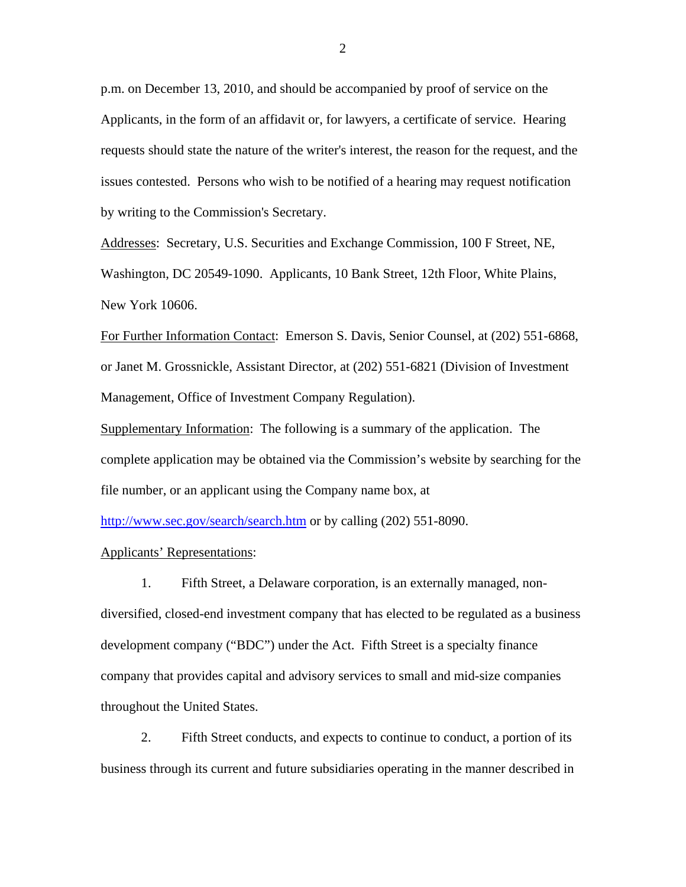p.m. on December 13, 2010, and should be accompanied by proof of service on the Applicants, in the form of an affidavit or, for lawyers, a certificate of service. Hearing requests should state the nature of the writer's interest, the reason for the request, and the issues contested. Persons who wish to be notified of a hearing may request notification by writing to the Commission's Secretary.

Addresses: Secretary, U.S. Securities and Exchange Commission, 100 F Street, NE, Washington, DC 20549-1090. Applicants, 10 Bank Street, 12th Floor, White Plains, New York 10606.

For Further Information Contact: Emerson S. Davis, Senior Counsel, at (202) 551-6868, or Janet M. Grossnickle, Assistant Director, at (202) 551-6821 (Division of Investment Management, Office of Investment Company Regulation).

Supplementary Information: The following is a summary of the application. The complete application may be obtained via the Commission's website by searching for the file number, or an applicant using the Company name box, at http://www.sec.gov/search/search.htm or by calling (202) 551-8090.

Applicants' Representations:

1. Fifth Street, a Delaware corporation, is an externally managed, non-diversified, closed-end investment company that has elected to be regulated as a business development company ("BDC") under the Act. Fifth Street is a specialty finance company that provides capital and advisory services to small and mid-size companies throughout the United States.

2. Fifth Street conducts, and expects to continue to conduct, a portion of its business through its current and future subsidiaries operating in the manner described in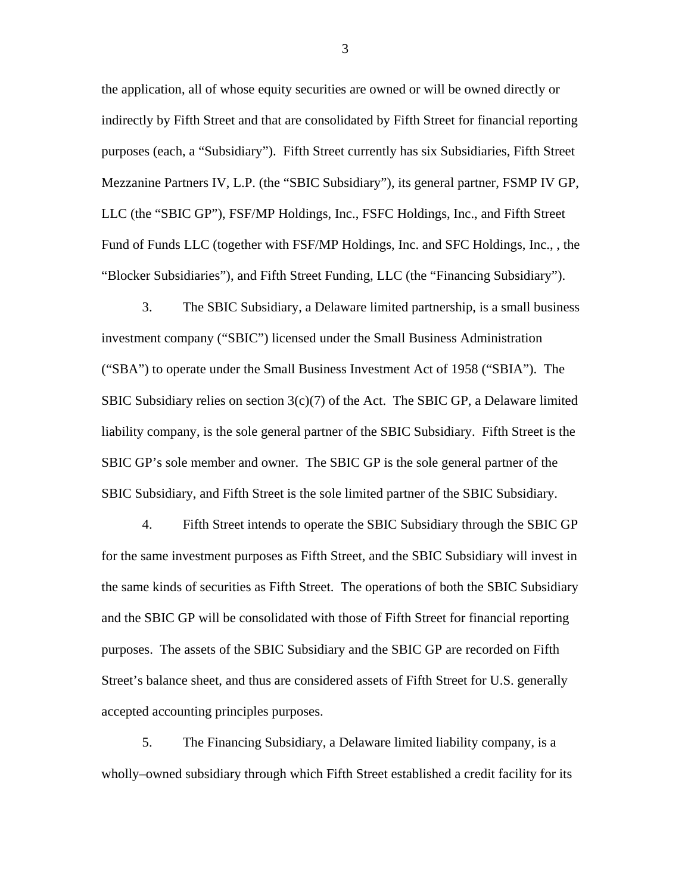the application, all of whose equity securities are owned or will be owned directly or indirectly by Fifth Street and that are consolidated by Fifth Street for financial reporting purposes (each, a "Subsidiary"). Fifth Street currently has six Subsidiaries, Fifth Street Mezzanine Partners IV, L.P. (the "SBIC Subsidiary"), its general partner, FSMP IV GP, LLC (the "SBIC GP"), FSF/MP Holdings, Inc., FSFC Holdings, Inc., and Fifth Street Fund of Funds LLC (together with FSF/MP Holdings, Inc. and SFC Holdings, Inc., , the "Blocker Subsidiaries"), and Fifth Street Funding, LLC (the "Financing Subsidiary").

3. The SBIC Subsidiary, a Delaware limited partnership, is a small business investment company ("SBIC") licensed under the Small Business Administration ("SBA") to operate under the Small Business Investment Act of 1958 ("SBIA"). The SBIC Subsidiary relies on section 3(c)(7) of the Act. The SBIC GP, a Delaware limited liability company, is the sole general partner of the SBIC Subsidiary. Fifth Street is the SBIC GP's sole member and owner. The SBIC GP is the sole general partner of the SBIC Subsidiary, and Fifth Street is the sole limited partner of the SBIC Subsidiary.

4. Fifth Street intends to operate the SBIC Subsidiary through the SBIC GP for the same investment purposes as Fifth Street, and the SBIC Subsidiary will invest in the same kinds of securities as Fifth Street. The operations of both the SBIC Subsidiary and the SBIC GP will be consolidated with those of Fifth Street for financial reporting purposes. The assets of the SBIC Subsidiary and the SBIC GP are recorded on Fifth Street's balance sheet, and thus are considered assets of Fifth Street for U.S. generally accepted accounting principles purposes.

5. The Financing Subsidiary, a Delaware limited liability company, is a wholly–owned subsidiary through which Fifth Street established a credit facility for its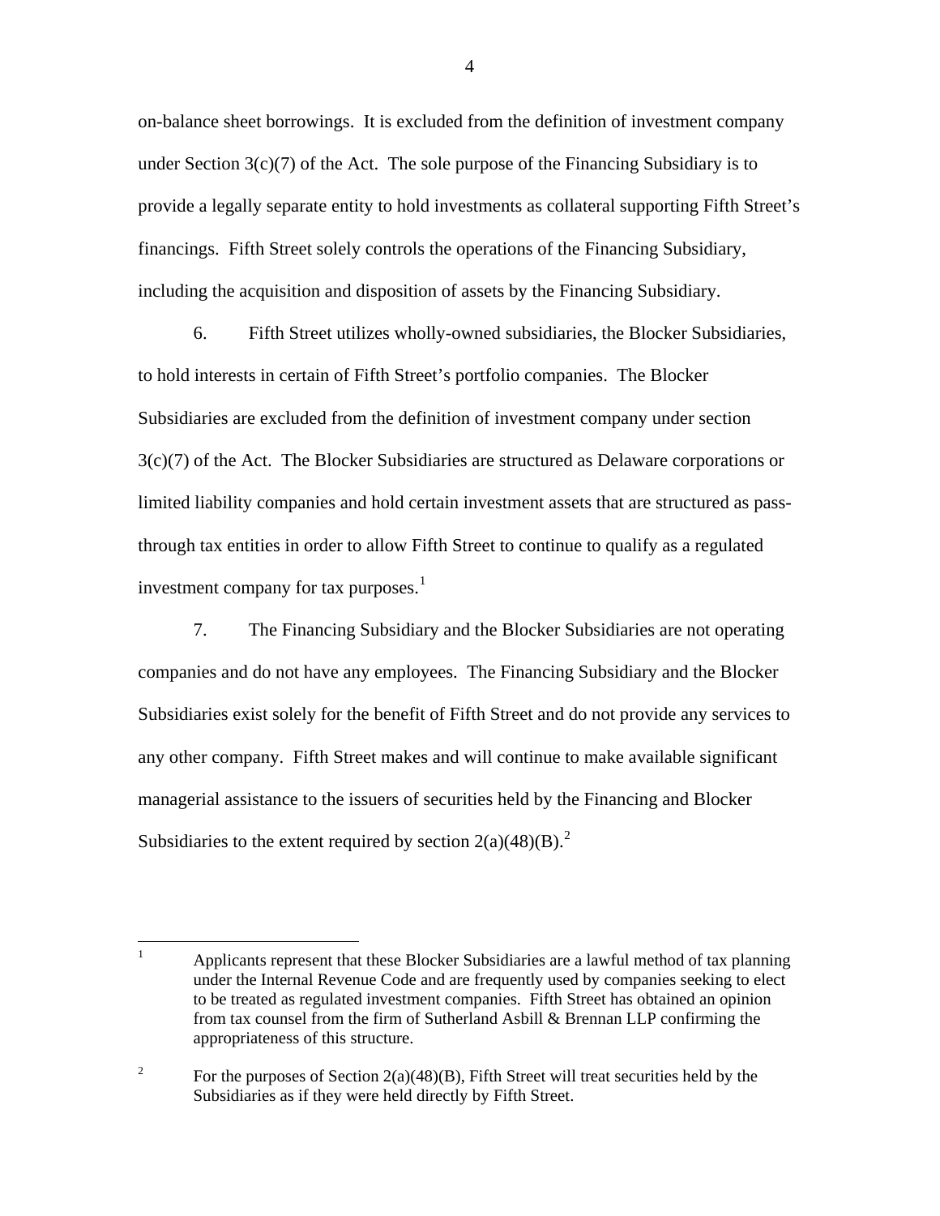on-balance sheet borrowings. It is excluded from the definition of investment company under Section 3(c)(7) of the Act. The sole purpose of the Financing Subsidiary is to provide a legally separate entity to hold investments as collateral supporting Fifth Street's financings. Fifth Street solely controls the operations of the Financing Subsidiary, including the acquisition and disposition of assets by the Financing Subsidiary.

6. Fifth Street utilizes wholly-owned subsidiaries, the Blocker Subsidiaries, to hold interests in certain of Fifth Street's portfolio companies. The Blocker Subsidiaries are excluded from the definition of investment company under section 3(c)(7) of the Act. The Blocker Subsidiaries are structured as Delaware corporations or limited liability companies and hold certain investment assets that are structured as pass-through tax entities in order to allow Fifth Street to continue to qualify as a regulated investment company for tax purposes.[1]

7. The Financing Subsidiary and the Blocker Subsidiaries are not operating companies and do not have any employees. The Financing Subsidiary and the Blocker Subsidiaries exist solely for the benefit of Fifth Street and do not provide any services to any other company. Fifth Street makes and will continue to make available significant managerial assistance to the issuers of securities held by the Financing and Blocker Subsidiaries to the extent required by section 2(a)(48)(B).[2]

---

[1] Applicants represent that these Blocker Subsidiaries are a lawful method of tax planning under the Internal Revenue Code and are frequently used by companies seeking to elect to be treated as regulated investment companies. Fifth Street has obtained an opinion from tax counsel from the firm of Sutherland Asbill & Brennan LLP confirming the appropriateness of this structure.

[2] For the purposes of Section 2(a)(48)(B), Fifth Street will treat securities held by the Subsidiaries as if they were held directly by Fifth Street.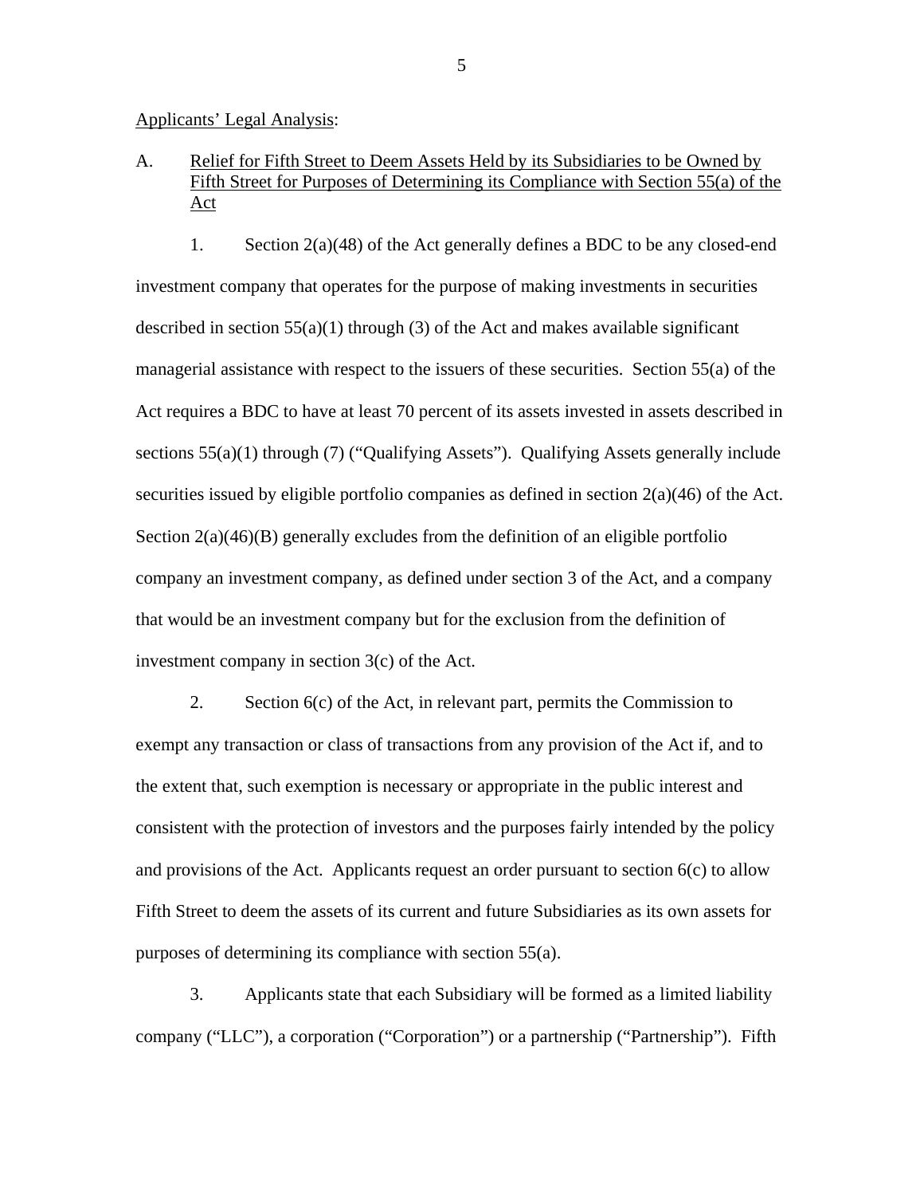Applicants' Legal Analysis:

A. Relief for Fifth Street to Deem Assets Held by its Subsidiaries to be Owned by Fifth Street for Purposes of Determining its Compliance with Section 55(a) of the Act

1. Section 2(a)(48) of the Act generally defines a BDC to be any closed-end investment company that operates for the purpose of making investments in securities described in section 55(a)(1) through (3) of the Act and makes available significant managerial assistance with respect to the issuers of these securities. Section 55(a) of the Act requires a BDC to have at least 70 percent of its assets invested in assets described in sections 55(a)(1) through (7) ("Qualifying Assets"). Qualifying Assets generally include securities issued by eligible portfolio companies as defined in section 2(a)(46) of the Act. Section 2(a)(46)(B) generally excludes from the definition of an eligible portfolio company an investment company, as defined under section 3 of the Act, and a company that would be an investment company but for the exclusion from the definition of investment company in section 3(c) of the Act.

2. Section 6(c) of the Act, in relevant part, permits the Commission to exempt any transaction or class of transactions from any provision of the Act if, and to the extent that, such exemption is necessary or appropriate in the public interest and consistent with the protection of investors and the purposes fairly intended by the policy and provisions of the Act. Applicants request an order pursuant to section 6(c) to allow Fifth Street to deem the assets of its current and future Subsidiaries as its own assets for purposes of determining its compliance with section 55(a).

3. Applicants state that each Subsidiary will be formed as a limited liability company ("LLC"), a corporation ("Corporation") or a partnership ("Partnership"). Fifth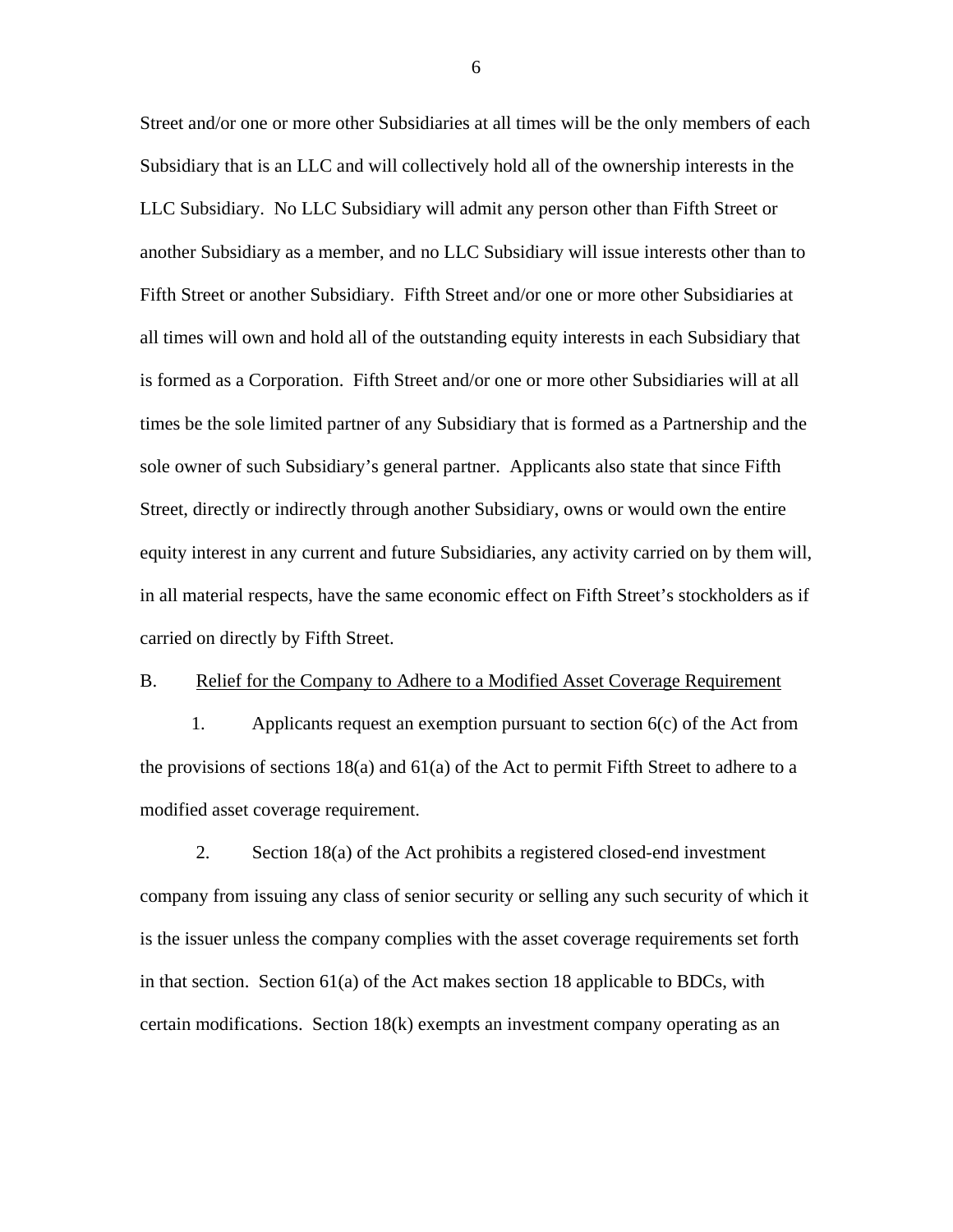Street and/or one or more other Subsidiaries at all times will be the only members of each Subsidiary that is an LLC and will collectively hold all of the ownership interests in the LLC Subsidiary. No LLC Subsidiary will admit any person other than Fifth Street or another Subsidiary as a member, and no LLC Subsidiary will issue interests other than to Fifth Street or another Subsidiary. Fifth Street and/or one or more other Subsidiaries at all times will own and hold all of the outstanding equity interests in each Subsidiary that is formed as a Corporation. Fifth Street and/or one or more other Subsidiaries will at all times be the sole limited partner of any Subsidiary that is formed as a Partnership and the sole owner of such Subsidiary's general partner. Applicants also state that since Fifth Street, directly or indirectly through another Subsidiary, owns or would own the entire equity interest in any current and future Subsidiaries, any activity carried on by them will, in all material respects, have the same economic effect on Fifth Street's stockholders as if carried on directly by Fifth Street.

B. Relief for the Company to Adhere to a Modified Asset Coverage Requirement

1. Applicants request an exemption pursuant to section 6(c) of the Act from the provisions of sections 18(a) and 61(a) of the Act to permit Fifth Street to adhere to a modified asset coverage requirement.

2. Section 18(a) of the Act prohibits a registered closed-end investment company from issuing any class of senior security or selling any such security of which it is the issuer unless the company complies with the asset coverage requirements set forth in that section. Section 61(a) of the Act makes section 18 applicable to BDCs, with certain modifications. Section 18(k) exempts an investment company operating as an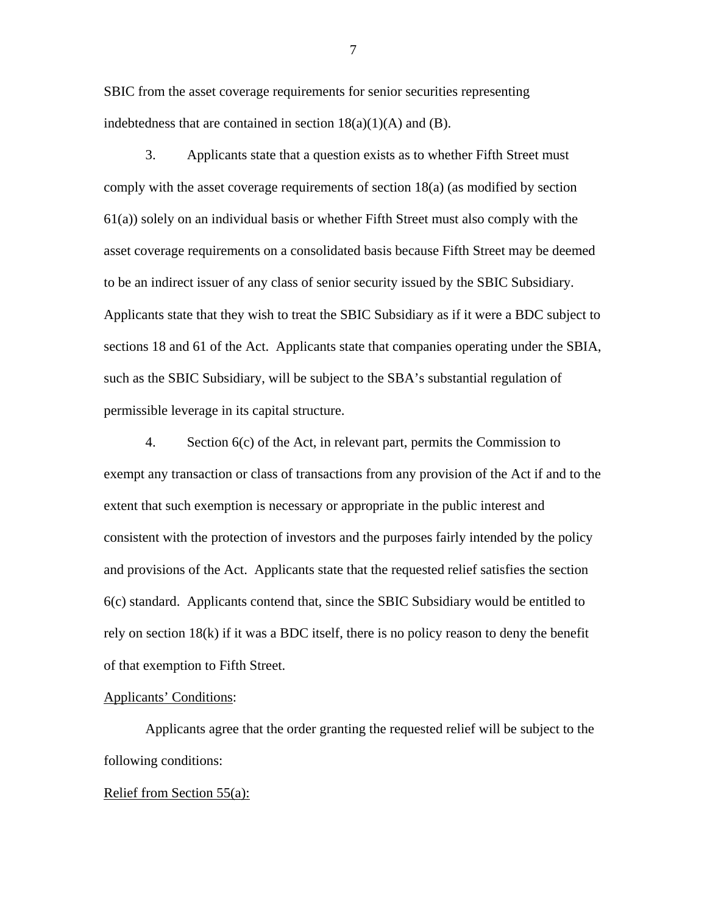SBIC from the asset coverage requirements for senior securities representing indebtedness that are contained in section 18(a)(1)(A) and (B).

3. Applicants state that a question exists as to whether Fifth Street must comply with the asset coverage requirements of section 18(a) (as modified by section 61(a)) solely on an individual basis or whether Fifth Street must also comply with the asset coverage requirements on a consolidated basis because Fifth Street may be deemed to be an indirect issuer of any class of senior security issued by the SBIC Subsidiary. Applicants state that they wish to treat the SBIC Subsidiary as if it were a BDC subject to sections 18 and 61 of the Act. Applicants state that companies operating under the SBIA, such as the SBIC Subsidiary, will be subject to the SBA's substantial regulation of permissible leverage in its capital structure.

4. Section 6(c) of the Act, in relevant part, permits the Commission to exempt any transaction or class of transactions from any provision of the Act if and to the extent that such exemption is necessary or appropriate in the public interest and consistent with the protection of investors and the purposes fairly intended by the policy and provisions of the Act. Applicants state that the requested relief satisfies the section 6(c) standard. Applicants contend that, since the SBIC Subsidiary would be entitled to rely on section 18(k) if it was a BDC itself, there is no policy reason to deny the benefit of that exemption to Fifth Street.

<u>Applicants' Conditions</u>:

Applicants agree that the order granting the requested relief will be subject to the following conditions:

<u>Relief from Section 55(a):</u>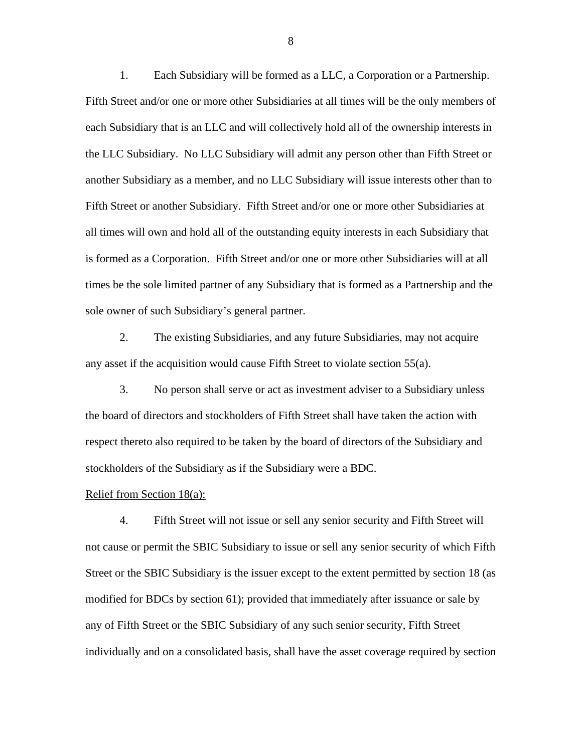1. Each Subsidiary will be formed as a LLC, a Corporation or a Partnership. Fifth Street and/or one or more other Subsidiaries at all times will be the only members of each Subsidiary that is an LLC and will collectively hold all of the ownership interests in the LLC Subsidiary. No LLC Subsidiary will admit any person other than Fifth Street or another Subsidiary as a member, and no LLC Subsidiary will issue interests other than to Fifth Street or another Subsidiary. Fifth Street and/or one or more other Subsidiaries at all times will own and hold all of the outstanding equity interests in each Subsidiary that is formed as a Corporation. Fifth Street and/or one or more other Subsidiaries will at all times be the sole limited partner of any Subsidiary that is formed as a Partnership and the sole owner of such Subsidiary's general partner.

2. The existing Subsidiaries, and any future Subsidiaries, may not acquire any asset if the acquisition would cause Fifth Street to violate section 55(a).

3. No person shall serve or act as investment adviser to a Subsidiary unless the board of directors and stockholders of Fifth Street shall have taken the action with respect thereto also required to be taken by the board of directors of the Subsidiary and stockholders of the Subsidiary as if the Subsidiary were a BDC.

Relief from Section 18(a):

4. Fifth Street will not issue or sell any senior security and Fifth Street will not cause or permit the SBIC Subsidiary to issue or sell any senior security of which Fifth Street or the SBIC Subsidiary is the issuer except to the extent permitted by section 18 (as modified for BDCs by section 61); provided that immediately after issuance or sale by any of Fifth Street or the SBIC Subsidiary of any such senior security, Fifth Street individually and on a consolidated basis, shall have the asset coverage required by section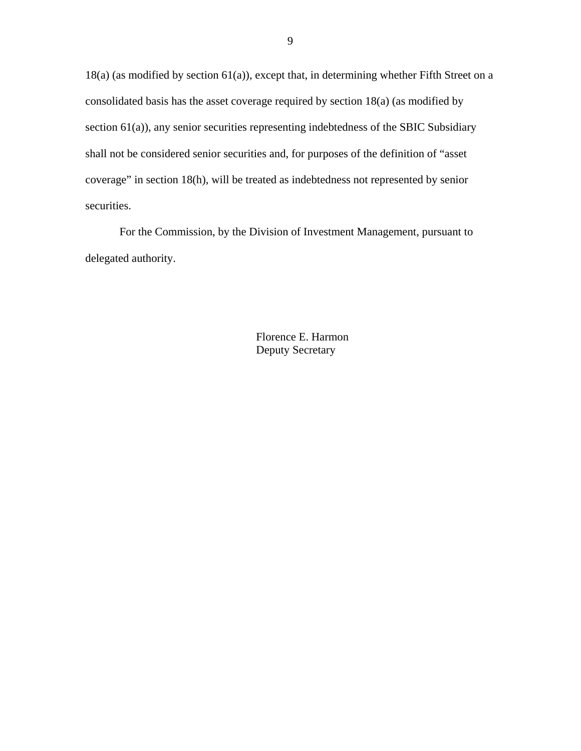18(a) (as modified by section 61(a)), except that, in determining whether Fifth Street on a consolidated basis has the asset coverage required by section 18(a) (as modified by section 61(a)), any senior securities representing indebtedness of the SBIC Subsidiary shall not be considered senior securities and, for purposes of the definition of "asset coverage" in section 18(h), will be treated as indebtedness not represented by senior securities.

For the Commission, by the Division of Investment Management, pursuant to delegated authority.

Florence E. Harmon
Deputy Secretary